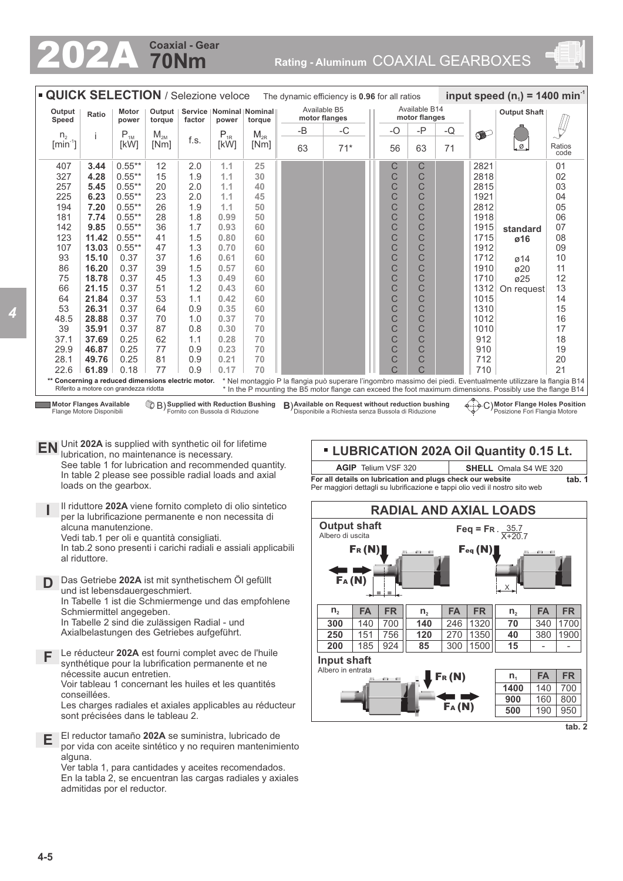# 202A Coaxial - Gear 70Nm

**Rating - Aluminum** COAXIAL GEARBOXES

## QUICK SELECTION / Selezione veloce

The dynamic efficiency is **0.96** for all ratios — **input speed ($n_1$) = 1400 min$^{-1}$**

| Output Speed $n_2$ [min$^{-1}$] | Ratio i | Motor power $P_{1M}$ [kW] | Output torque $M_{2M}$ [Nm] | Service factor f.s. | Nominal power $P_{1R}$ [kW] | Nominal torque $M_{2R}$ [Nm] | Available B5 motor flanges -B 63 | Available B5 motor flanges -C 71* | Available B14 motor flanges -O 56 | Available B14 motor flanges -P 63 | Available B14 motor flanges -Q 71 | B) | Output Shaft ø | Ratios code |
|---|---|---|---|---|---|---|---|---|---|---|---|---|---|---|
| 407 | **3.44** | 0.55** | 12 | 2.0 | 1.1 | 25 | | | C | C | | 2821 | | 01 |
| 327 | **4.28** | 0.55** | 15 | 1.9 | 1.1 | 30 | | | C | C | | 2818 | | 02 |
| 257 | **5.45** | 0.55** | 20 | 2.0 | 1.1 | 40 | | | C | C | | 2815 | | 03 |
| 225 | **6.23** | 0.55** | 23 | 2.0 | 1.1 | 45 | | | C | C | | 1921 | | 04 |
| 194 | **7.20** | 0.55** | 26 | 1.9 | 1.1 | 50 | | | C | C | | 2812 | | 05 |
| 181 | **7.74** | 0.55** | 28 | 1.8 | 0.99 | 50 | | | C | C | | 1918 | | 06 |
| 142 | **9.85** | 0.55** | 36 | 1.7 | 0.93 | 60 | | | C | C | | 1915 | **standard** | 07 |
| 123 | **11.42** | 0.55** | 41 | 1.5 | 0.80 | 60 | | | C | C | | 1715 | **ø16** | 08 |
| 107 | **13.03** | 0.55** | 47 | 1.3 | 0.70 | 60 | | | C | C | | 1912 | | 09 |
| 93 | **15.10** | 0.37 | 37 | 1.6 | 0.61 | 60 | | | C | C | | 1712 | ø14 | 10 |
| 86 | **16.20** | 0.37 | 39 | 1.5 | 0.57 | 60 | | | C | C | | 1910 | ø20 | 11 |
| 75 | **18.78** | 0.37 | 45 | 1.3 | 0.49 | 60 | | | C | C | | 1710 | ø25 | 12 |
| 66 | **21.15** | 0.37 | 51 | 1.2 | 0.43 | 60 | | | C | C | | 1312 | On request | 13 |
| 64 | **21.84** | 0.37 | 53 | 1.1 | 0.42 | 60 | | | C | C | | 1015 | | 14 |
| 53 | **26.31** | 0.37 | 64 | 0.9 | 0.35 | 60 | | | C | C | | 1310 | | 15 |
| 48.5 | **28.88** | 0.37 | 70 | 1.0 | 0.37 | 70 | | | C | C | | 1012 | | 16 |
| 39 | **35.91** | 0.37 | 87 | 0.8 | 0.30 | 70 | | | C | C | | 1010 | | 17 |
| 37.1 | **37.69** | 0.25 | 62 | 1.1 | 0.28 | 70 | | | C | C | | 912 | | 18 |
| 29.9 | **46.87** | 0.25 | 77 | 0.9 | 0.23 | 70 | | | C | C | | 910 | | 19 |
| 28.1 | **49.76** | 0.25 | 81 | 0.9 | 0.21 | 70 | | | C | C | | 712 | | 20 |
| 22.6 | **61.89** | 0.18 | 77 | 0.9 | 0.17 | 70 | | | C | C | | 710 | | 21 |

** **Concerning a reduced dimensions electric motor.** Riferito a motore con grandezza ridotta

* Nel montaggio P la flangia può superare l'ingombro massimo dei piedi. Eventualmente utilizzare la flangia B14
* In the P mounting the B5 motor flange can exceed the foot maximum dimensions. Possibly use the flange B14

**Motor Flanges Available** Flange Motore Disponibili — B) **Supplied with Reduction Bushing** Fornito con Bussola di Riduzione — B) **Available on Request without reduction bushing** Disponibile a Richiesta senza Bussola di Riduzione — C) **Motor Flange Holes Position** Posizione Fori Flangia Motore

**EN** Unit **202A** is supplied with synthetic oil for lifetime lubrication, no maintenance is necessary. See table 1 for lubrication and recommended quantity. In table 2 please see possible radial loads and axial loads on the gearbox.

**I** Il riduttore **202A** viene fornito completo di olio sintetico per la lubrificazione permanente e non necessita di alcuna manutenzione. Vedi tab.1 per oli e quantità consigliati. In tab.2 sono presenti i carichi radiali e assiali applicabili al riduttore.

**D** Das Getriebe **202A** ist mit synthetischem Öl gefüllt und ist lebensdauergeschmiert. In Tabelle 1 ist die Schmiermenge und das empfohlene Schmiermittel angegeben. In Tabelle 2 sind die zulässigen Radial - und Axialbelastungen des Getriebes aufgeführt.

**F** Le réducteur **202A** est fourni complet avec de l'huile synthétique pour la lubrification permanente et ne nécessite aucun entretien. Voir tableau 1 concernant les huiles et les quantités conseillées. Les charges radiales et axiales applicables au réducteur sont précisées dans le tableau 2.

**E** El reductor tamaño **202A** se suministra, lubricado de por vida con aceite sintético y no requiren mantenimiento alguna. Ver tabla 1, para cantidades y aceites recomendados. En la tabla 2, se encuentran las cargas radiales y axiales admitidas por el reductor.

## LUBRICATION 202A Oil Quantity 0.15 Lt.

| **AGIP** Telium VSF 320 | **SHELL** Omala S4 WE 320 |
|---|---|

**For all details on lubrication and plugs check our website** — **tab. 1**
Per maggiori dettagli su lubrificazione e tappi olio vedi il nostro sito web

## RADIAL AND AXIAL LOADS

**Output shaft** — Albero di uscita

$$F_{eq} = F_R \cdot \frac{35.7}{X+20.7}$$

| $n_2$ | FA | FR | $n_2$ | FA | FR | $n_2$ | FA | FR |
|---|---|---|---|---|---|---|---|---|
| **300** | 140 | 700 | **140** | 246 | 1320 | **70** | 340 | 1700 |
| **250** | 151 | 756 | **120** | 270 | 1350 | **40** | 380 | 1900 |
| **200** | 185 | 924 | **85** | 300 | 1500 | **15** | - | - |

**Input shaft** — Albero in entrata

| $n_1$ | FA | FR |
|---|---|---|
| **1400** | 140 | 700 |
| **900** | 160 | 800 |
| **500** | 190 | 950 |

**tab. 2**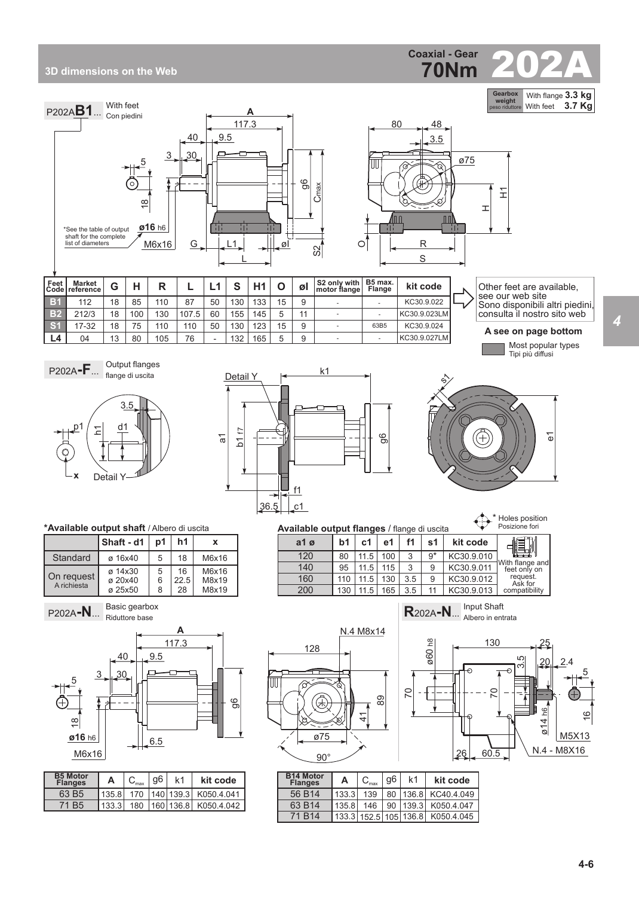**3D dimensions on the Web**

# Coaxial - Gear 70Nm 202A

| Gearbox weight / peso riduttore | |
|---|---|
| With flange | **3.3 kg** |
| With feet | **3.7 Kg** |

## P202A**B1**... With feet / Con piedini

*See the table of output shaft for the complete list of diameters

A, 117.3, 40, 9.5, 3, 30, 5, 18, **ø16** h6, M6x16, G, L1, L, øl, g6, Cmax, S2, 80, 48, 3.5, ø75, H1, H, O, R, S

| Feet Code | Market reference | G | H | R | L | L1 | S | H1 | O | øl | S2 only with motor flange | B5 max. Flange | kit code |
|---|---|---|---|---|---|---|---|---|---|---|---|---|---|
| B1 | 112 | 18 | 85 | 110 | 87 | 50 | 130 | 133 | 15 | 9 | - | - | KC30.9.022 |
| B2 | 212/3 | 18 | 100 | 130 | 107.5 | 60 | 155 | 145 | 5 | 11 | - | - | KC30.9.023LM |
| S1 | 17-32 | 18 | 75 | 110 | 110 | 50 | 130 | 123 | 15 | 9 | - | 63B5 | KC30.9.024 |
| L4 | 04 | 13 | 80 | 105 | 76 | - | 132 | 165 | 5 | 9 | - | - | KC30.9.027LM |

Other feet are available, see our web site
Sono disponibili altri piedini, consulta il nostro sito web

**A see on page bottom**

Most popular types / Tipi più diffusi

## P202A-**F**... Output flanges / flange di uscita

3.5, p1, h1, d1, x, Detail Y, k1, s1, a1, b1 f7, g6, e1, f1, 36.5, c1

**\*Available output shaft** / Albero di uscita

| | Shaft - d1 | p1 | h1 | x |
|---|---|---|---|---|
| Standard | ø 16x40 | 5 | 18 | M6x16 |
| On request / A richiesta | ø 14x30<br>ø 20x40<br>ø 25x50 | 5<br>6<br>8 | 16<br>22.5<br>28 | M6x16<br>M8x19<br>M8x19 |

**Available output flanges** / flange di uscita

\* Holes position / Posizione fori

| a1 ø | b1 | c1 | e1 | f1 | s1 | kit code |
|---|---|---|---|---|---|---|
| 120 | 80 | 11.5 | 100 | 3 | 9* | KC30.9.010 |
| 140 | 95 | 11.5 | 115 | 3 | 9 | KC30.9.011 |
| 160 | 110 | 11.5 | 130 | 3.5 | 9 | KC30.9.012 |
| 200 | 130 | 11.5 | 165 | 3.5 | 11 | KC30.9.013 |

With flange and feet only on request. Ask for compatibility

## P202A-**N**... Basic gearbox / Riduttore base

A, 117.3, 40, 9.5, 3, 30, 5, 18, **ø16** h6, M6x16, 6.5, g6, 128, N.4 M8x14, 89, 41, ø75, 90°

## **R**202A-**N**... Input Shaft / Albero in entrata

ø60 h8, 130, 25, 3.5, 20, 2.4, 5, 70, 70, ø14 h6, 16, M5X13, N.4 - M8X16, 26, 60.5

| B5 Motor Flanges | A | $C_{max}$ | g6 | k1 | kit code |
|---|---|---|---|---|---|
| 63 B5 | 135.8 | 170 | 140 | 139.3 | K050.4.041 |
| 71 B5 | 133.3 | 180 | 160 | 136.8 | K050.4.042 |

| B14 Motor Flanges | A | $C_{max}$ | g6 | k1 | kit code |
|---|---|---|---|---|---|
| 56 B14 | 133.3 | 139 | 80 | 136.8 | KC40.4.049 |
| 63 B14 | 135.8 | 146 | 90 | 139.3 | K050.4.047 |
| 71 B14 | 133.3 | 152.5 | 105 | 136.8 | K050.4.045 |